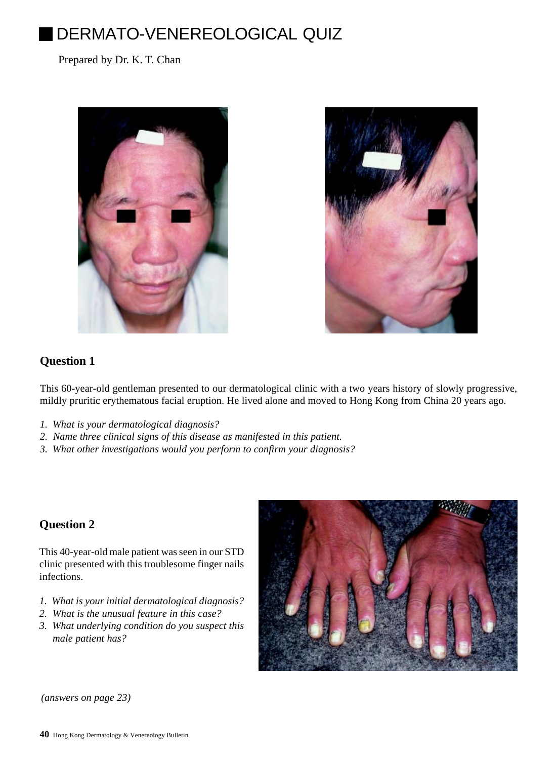# DERMATO-VENEREOLOGICAL QUIZ

Prepared by Dr. K. T. Chan

## Question 1

This 60-year-old gentleman presented to our dermatological clinic with a two years history of slowly progressive, mildly pruritic erythematous facial eruption. He lived alone and moved to Hong Kong from China 20 years ago.

1. *What is your dermatological diagnosis?*
2. *Name three clinical signs of this disease as manifested in this patient.*
3. *What other investigations would you perform to confirm your diagnosis?*

## Question 2

This 40-year-old male patient was seen in our STD clinic presented with this troublesome finger nails infections.

1. *What is your initial dermatological diagnosis?*
2. *What is the unusual feature in this case?*
3. *What underlying condition do you suspect this male patient has?*

*(answers on page 23)*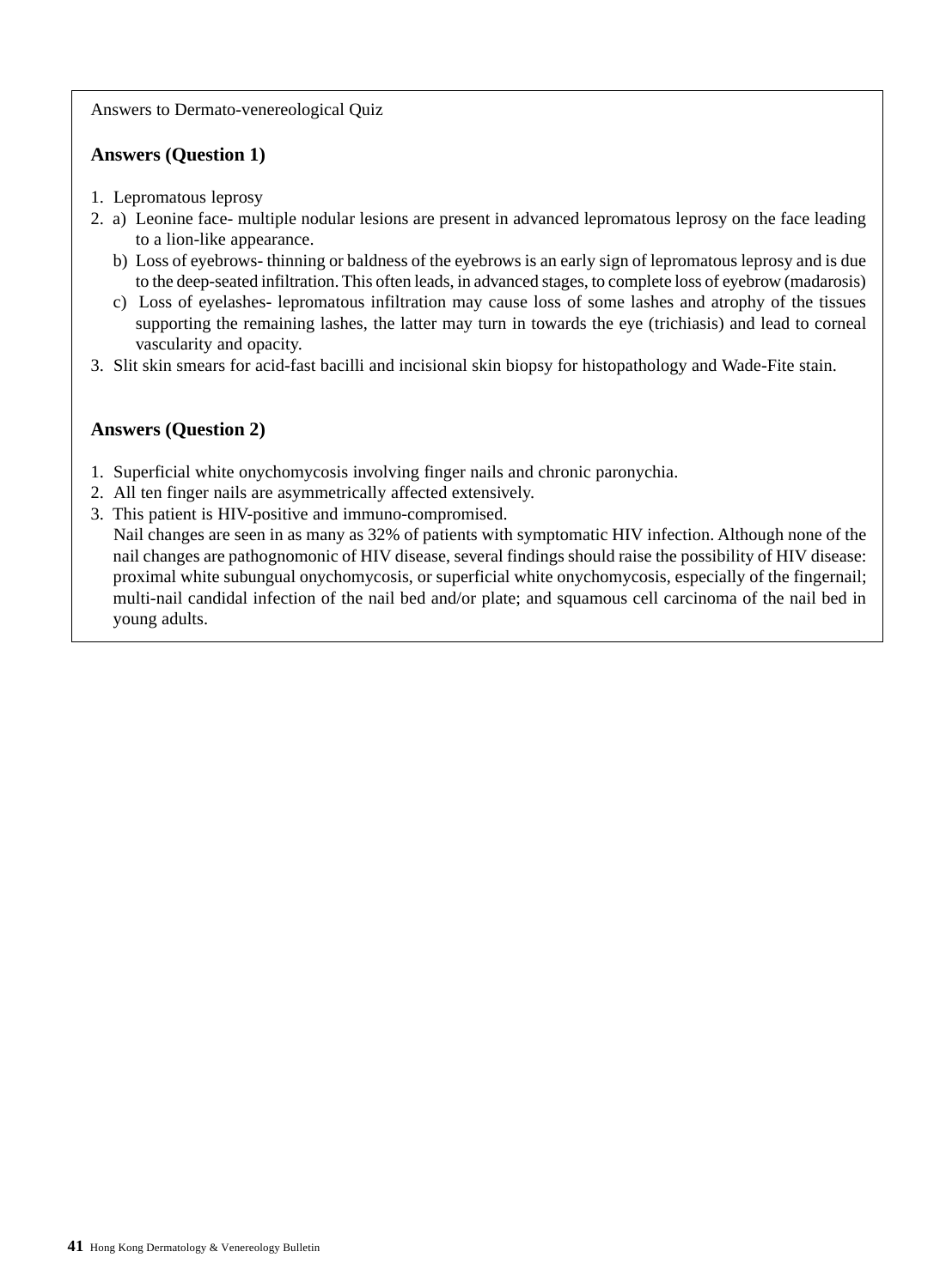Answers to Dermato-venereological Quiz

## Answers (Question 1)

1. Lepromatous leprosy
2. a) Leonine face- multiple nodular lesions are present in advanced lepromatous leprosy on the face leading to a lion-like appearance.
   b) Loss of eyebrows- thinning or baldness of the eyebrows is an early sign of lepromatous leprosy and is due to the deep-seated infiltration. This often leads, in advanced stages, to complete loss of eyebrow (madarosis)
   c) Loss of eyelashes- lepromatous infiltration may cause loss of some lashes and atrophy of the tissues supporting the remaining lashes, the latter may turn in towards the eye (trichiasis) and lead to corneal vascularity and opacity.
3. Slit skin smears for acid-fast bacilli and incisional skin biopsy for histopathology and Wade-Fite stain.

## Answers (Question 2)

1. Superficial white onychomycosis involving finger nails and chronic paronychia.
2. All ten finger nails are asymmetrically affected extensively.
3. This patient is HIV-positive and immuno-compromised.
   Nail changes are seen in as many as 32% of patients with symptomatic HIV infection. Although none of the nail changes are pathognomonic of HIV disease, several findings should raise the possibility of HIV disease: proximal white subungual onychomycosis, or superficial white onychomycosis, especially of the fingernail; multi-nail candidal infection of the nail bed and/or plate; and squamous cell carcinoma of the nail bed in young adults.